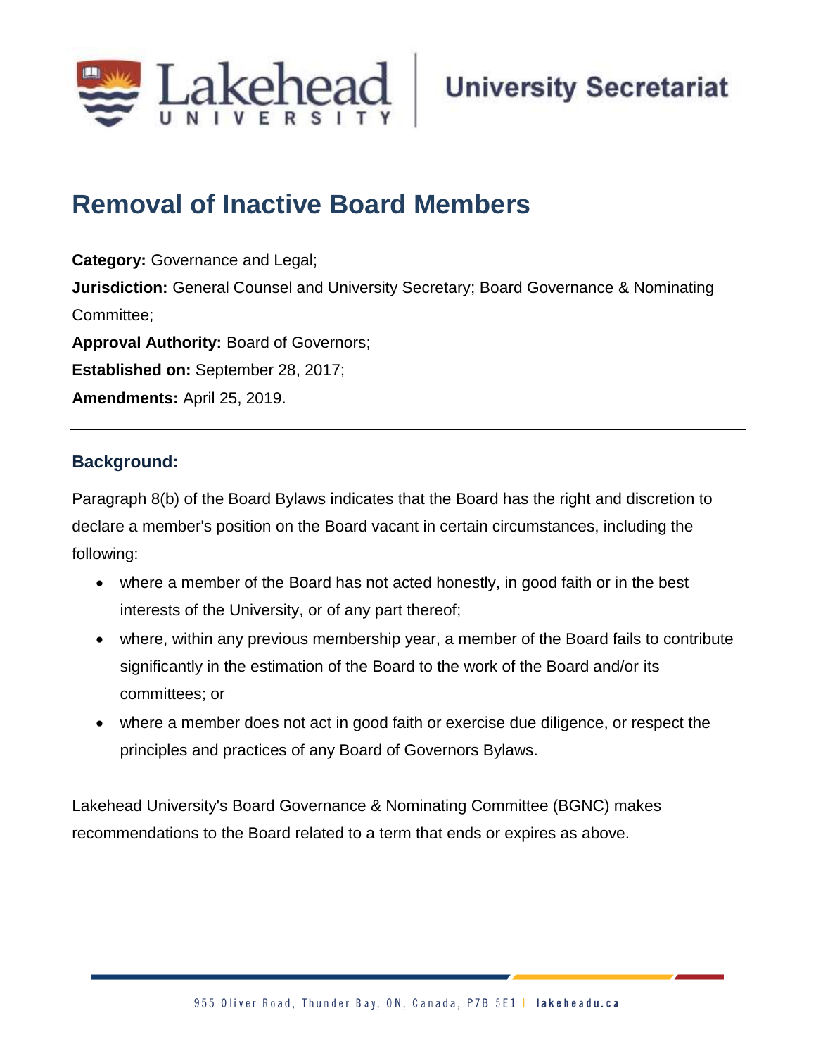# Removal of Inactive Board Members

**Category:** Governance and Legal;

**Jurisdiction:** General Counsel and University Secretary; Board Governance & Nominating Committee;

**Approval Authority:** Board of Governors;

**Established on:** September 28, 2017;

**Amendments:** April 25, 2019.

---

## Background:

Paragraph 8(b) of the Board Bylaws indicates that the Board has the right and discretion to declare a member's position on the Board vacant in certain circumstances, including the following:

- where a member of the Board has not acted honestly, in good faith or in the best interests of the University, or of any part thereof;
- where, within any previous membership year, a member of the Board fails to contribute significantly in the estimation of the Board to the work of the Board and/or its committees; or
- where a member does not act in good faith or exercise due diligence, or respect the principles and practices of any Board of Governors Bylaws.

Lakehead University's Board Governance & Nominating Committee (BGNC) makes recommendations to the Board related to a term that ends or expires as above.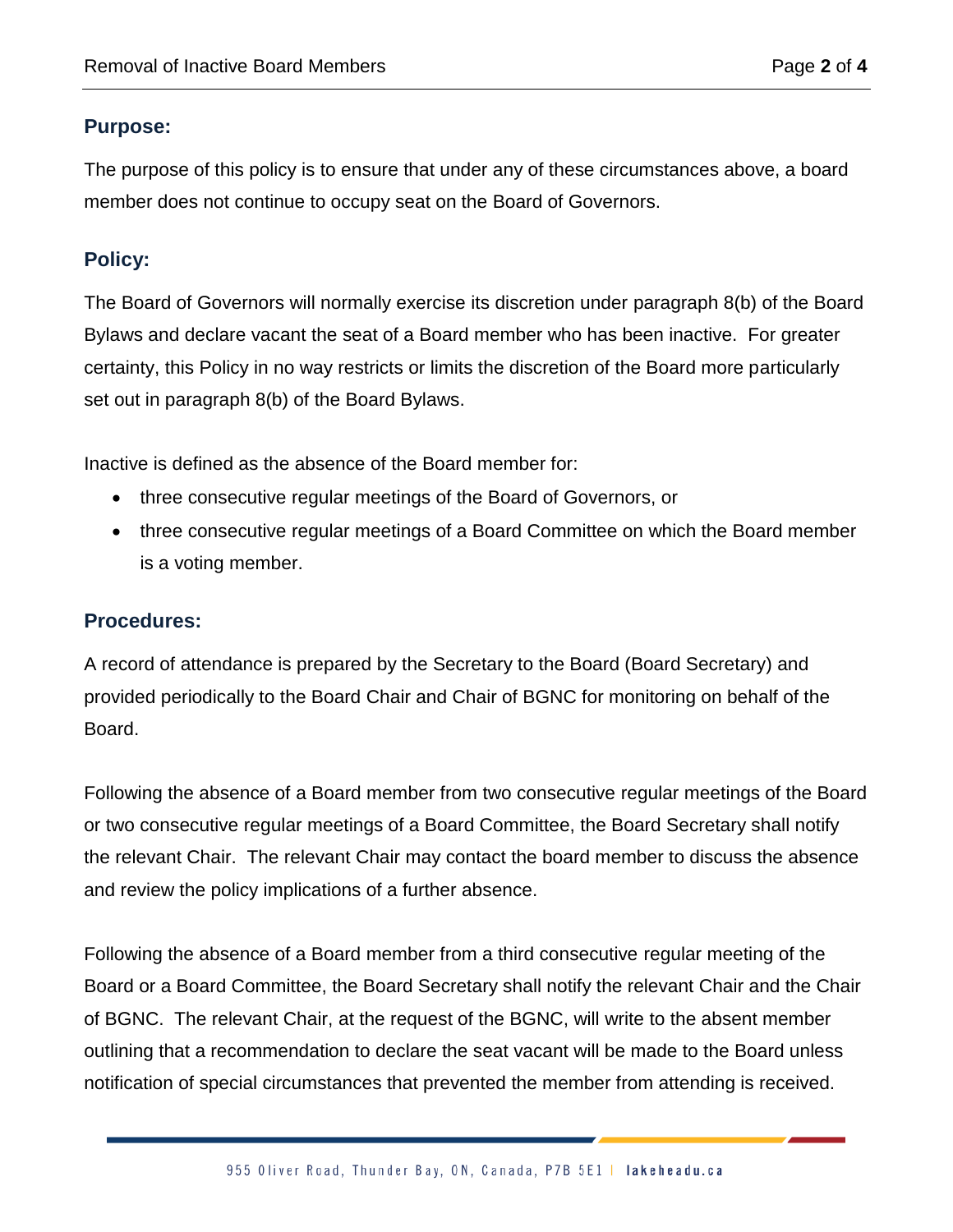## Purpose:

The purpose of this policy is to ensure that under any of these circumstances above, a board member does not continue to occupy seat on the Board of Governors.

## Policy:

The Board of Governors will normally exercise its discretion under paragraph 8(b) of the Board Bylaws and declare vacant the seat of a Board member who has been inactive. For greater certainty, this Policy in no way restricts or limits the discretion of the Board more particularly set out in paragraph 8(b) of the Board Bylaws.

Inactive is defined as the absence of the Board member for:

- three consecutive regular meetings of the Board of Governors, or
- three consecutive regular meetings of a Board Committee on which the Board member is a voting member.

## Procedures:

A record of attendance is prepared by the Secretary to the Board (Board Secretary) and provided periodically to the Board Chair and Chair of BGNC for monitoring on behalf of the Board.

Following the absence of a Board member from two consecutive regular meetings of the Board or two consecutive regular meetings of a Board Committee, the Board Secretary shall notify the relevant Chair. The relevant Chair may contact the board member to discuss the absence and review the policy implications of a further absence.

Following the absence of a Board member from a third consecutive regular meeting of the Board or a Board Committee, the Board Secretary shall notify the relevant Chair and the Chair of BGNC. The relevant Chair, at the request of the BGNC, will write to the absent member outlining that a recommendation to declare the seat vacant will be made to the Board unless notification of special circumstances that prevented the member from attending is received.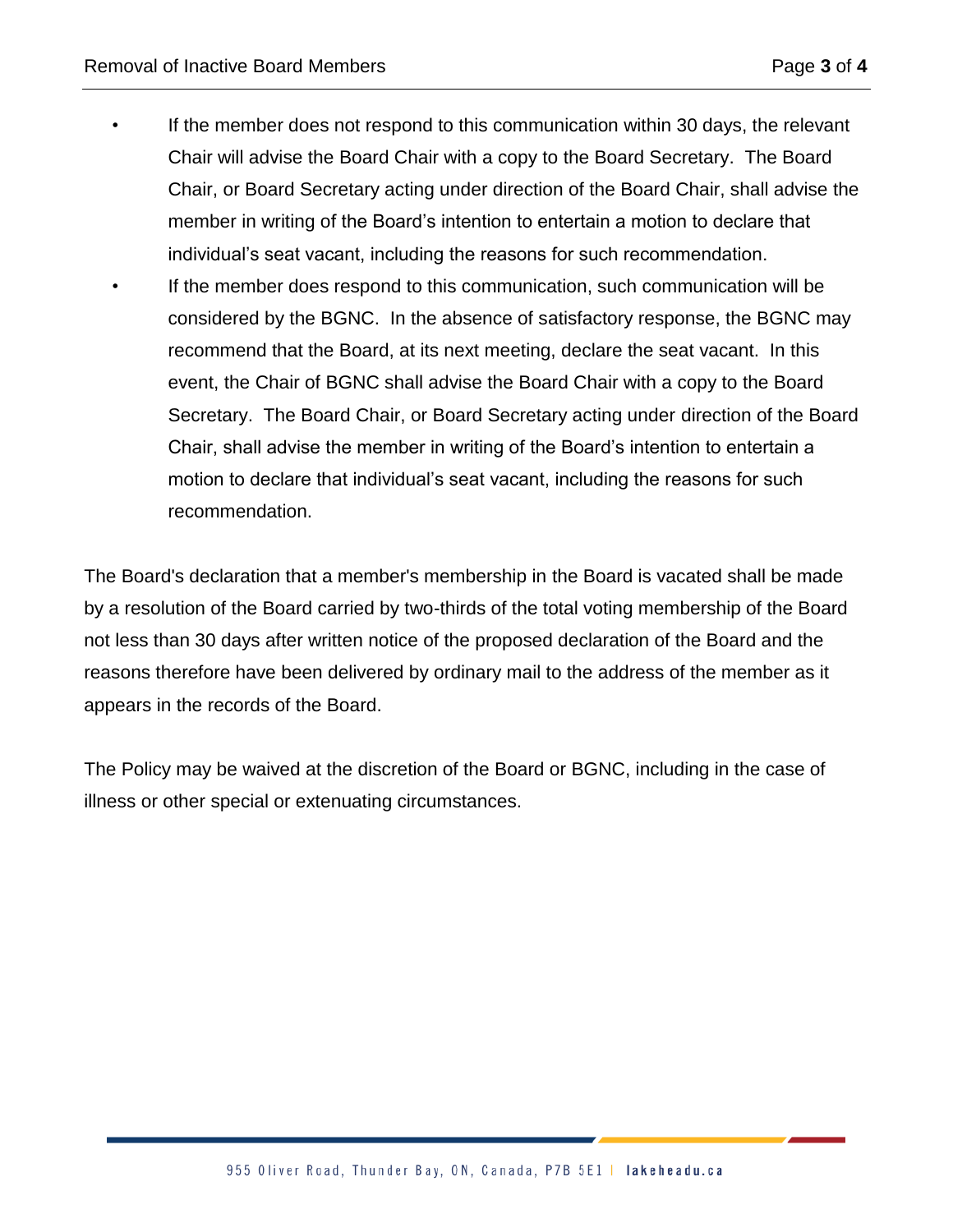- If the member does not respond to this communication within 30 days, the relevant Chair will advise the Board Chair with a copy to the Board Secretary. The Board Chair, or Board Secretary acting under direction of the Board Chair, shall advise the member in writing of the Board's intention to entertain a motion to declare that individual's seat vacant, including the reasons for such recommendation.
- If the member does respond to this communication, such communication will be considered by the BGNC. In the absence of satisfactory response, the BGNC may recommend that the Board, at its next meeting, declare the seat vacant. In this event, the Chair of BGNC shall advise the Board Chair with a copy to the Board Secretary. The Board Chair, or Board Secretary acting under direction of the Board Chair, shall advise the member in writing of the Board's intention to entertain a motion to declare that individual's seat vacant, including the reasons for such recommendation.

The Board's declaration that a member's membership in the Board is vacated shall be made by a resolution of the Board carried by two-thirds of the total voting membership of the Board not less than 30 days after written notice of the proposed declaration of the Board and the reasons therefore have been delivered by ordinary mail to the address of the member as it appears in the records of the Board.

The Policy may be waived at the discretion of the Board or BGNC, including in the case of illness or other special or extenuating circumstances.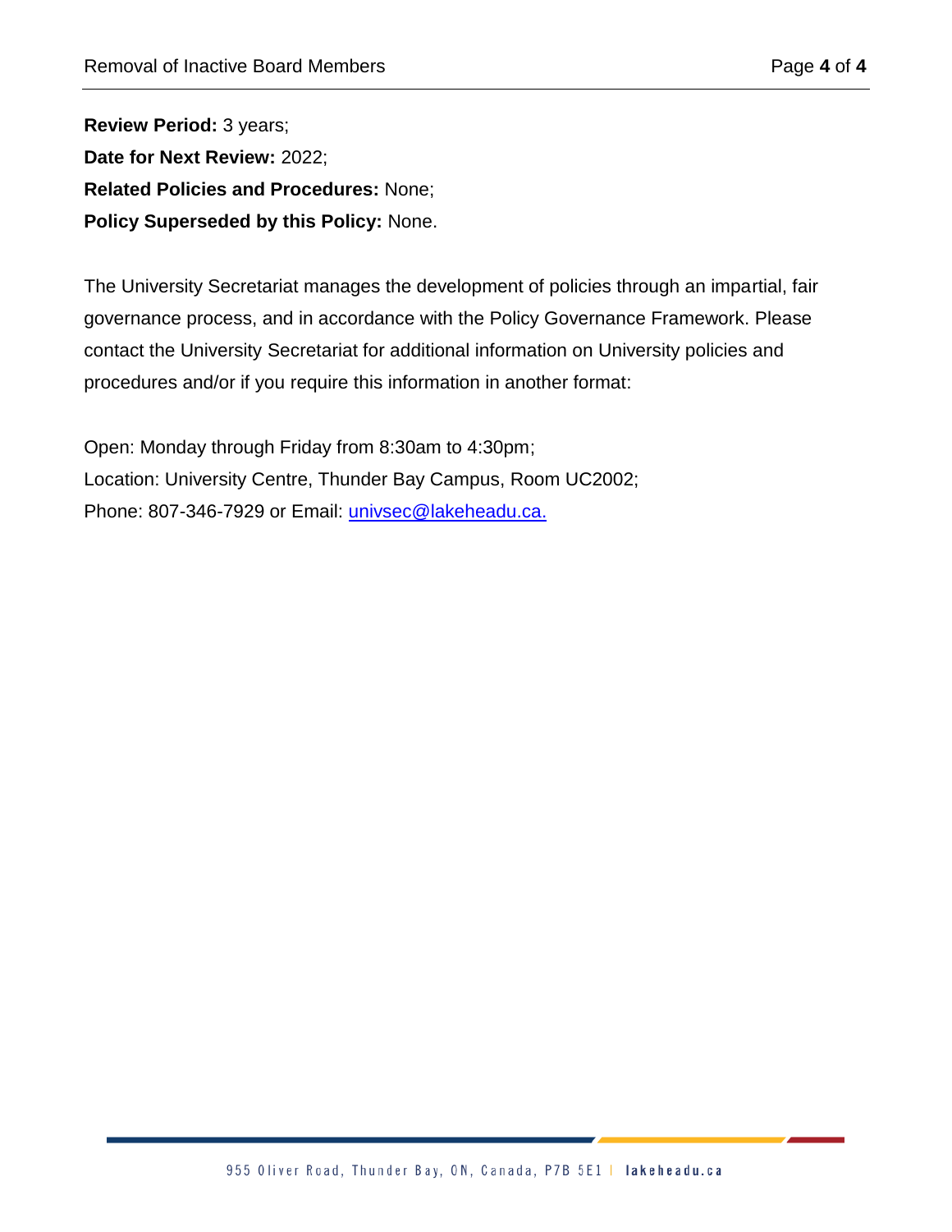**Review Period:** 3 years;
**Date for Next Review:** 2022;
**Related Policies and Procedures:** None;
**Policy Superseded by this Policy:** None.

The University Secretariat manages the development of policies through an impartial, fair governance process, and in accordance with the Policy Governance Framework. Please contact the University Secretariat for additional information on University policies and procedures and/or if you require this information in another format:

Open: Monday through Friday from 8:30am to 4:30pm;
Location: University Centre, Thunder Bay Campus, Room UC2002;
Phone: 807-346-7929 or Email: [univsec@lakeheadu.ca.](mailto:univsec@lakeheadu.ca)